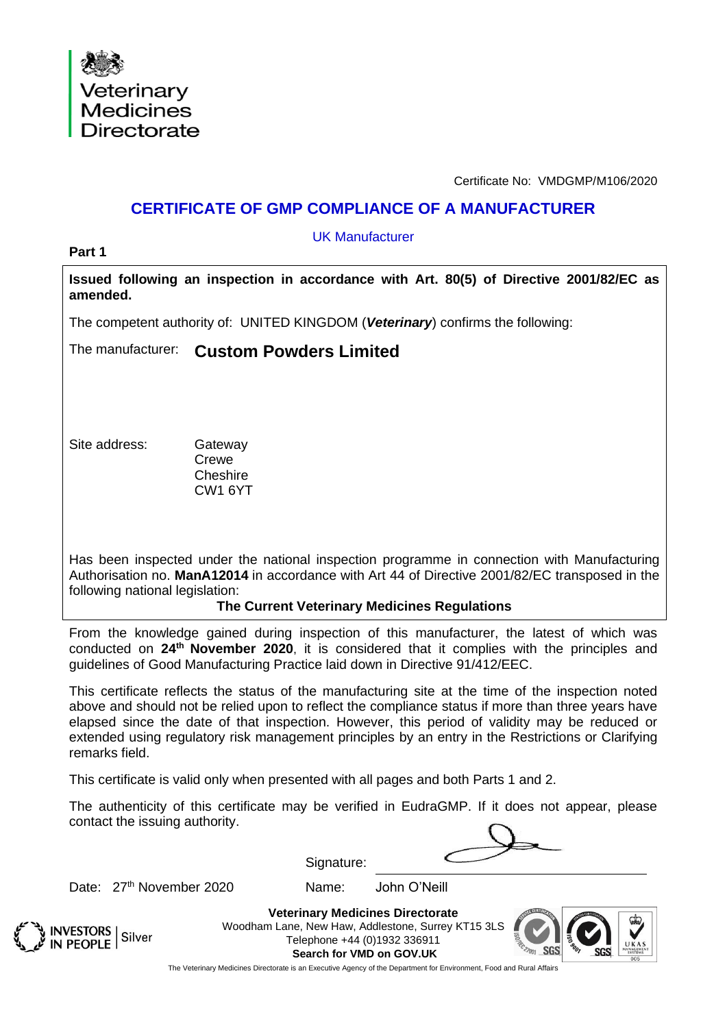Veterinary Medicines Directorate

Certificate No: VMDGMP/M106/2020

# CERTIFICATE OF GMP COMPLIANCE OF A MANUFACTURER

UK Manufacturer

**Part 1**

**Issued following an inspection in accordance with Art. 80(5) of Directive 2001/82/EC as amended.**

The competent authority of: UNITED KINGDOM (***Veterinary***) confirms the following:

The manufacturer: **Custom Powders Limited**

Site address: Gateway
Crewe
Cheshire
CW1 6YT

Has been inspected under the national inspection programme in connection with Manufacturing Authorisation no. **ManA12014** in accordance with Art 44 of Directive 2001/82/EC transposed in the following national legislation:

**The Current Veterinary Medicines Regulations**

From the knowledge gained during inspection of this manufacturer, the latest of which was conducted on **24th November 2020**, it is considered that it complies with the principles and guidelines of Good Manufacturing Practice laid down in Directive 91/412/EEC.

This certificate reflects the status of the manufacturing site at the time of the inspection noted above and should not be relied upon to reflect the compliance status if more than three years have elapsed since the date of that inspection. However, this period of validity may be reduced or extended using regulatory risk management principles by an entry in the Restrictions or Clarifying remarks field.

This certificate is valid only when presented with all pages and both Parts 1 and 2.

The authenticity of this certificate may be verified in EudraGMP. If it does not appear, please contact the issuing authority.

Signature:

Date: 27th November 2020

Name: John O'Neill

INVESTORS IN PEOPLE | Silver

**Veterinary Medicines Directorate**
Woodham Lane, New Haw, Addlestone, Surrey KT15 3LS
Telephone +44 (0)1932 336911
**Search for VMD on GOV.UK**

The Veterinary Medicines Directorate is an Executive Agency of the Department for Environment, Food and Rural Affairs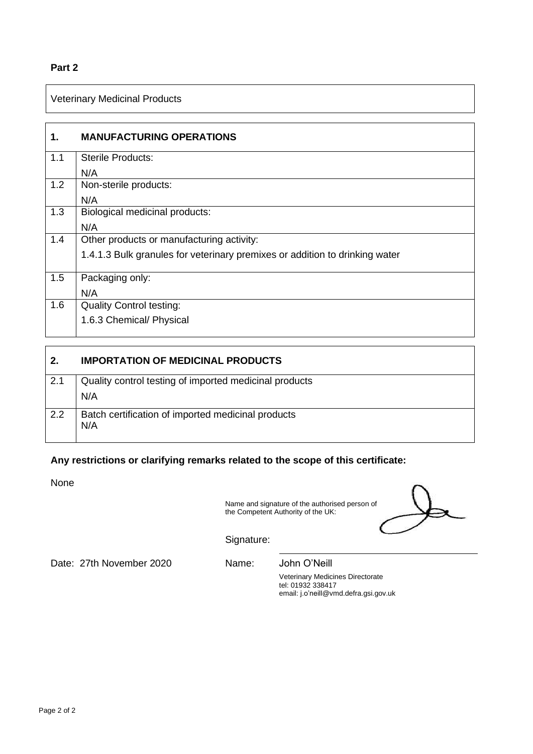**Part 2**

Veterinary Medicinal Products

| **1.** | **MANUFACTURING OPERATIONS** |
|---|---|
| 1.1 | Sterile Products:<br>N/A |
| 1.2 | Non-sterile products:<br>N/A |
| 1.3 | Biological medicinal products:<br>N/A |
| 1.4 | Other products or manufacturing activity:<br>1.4.1.3 Bulk granules for veterinary premixes or addition to drinking water |
| 1.5 | Packaging only:<br>N/A |
| 1.6 | Quality Control testing:<br>1.6.3 Chemical/ Physical |

| **2.** | **IMPORTATION OF MEDICINAL PRODUCTS** |
|---|---|
| 2.1 | Quality control testing of imported medicinal products<br>N/A |
| 2.2 | Batch certification of imported medicinal products<br>N/A |

**Any restrictions or clarifying remarks related to the scope of this certificate:**

None

Name and signature of the authorised person of the Competent Authority of the UK:

Signature:

Date: 27th November 2020

Name: John O'Neill

Veterinary Medicines Directorate
tel: 01932 338417
email: j.o'neill@vmd.defra.gsi.gov.uk